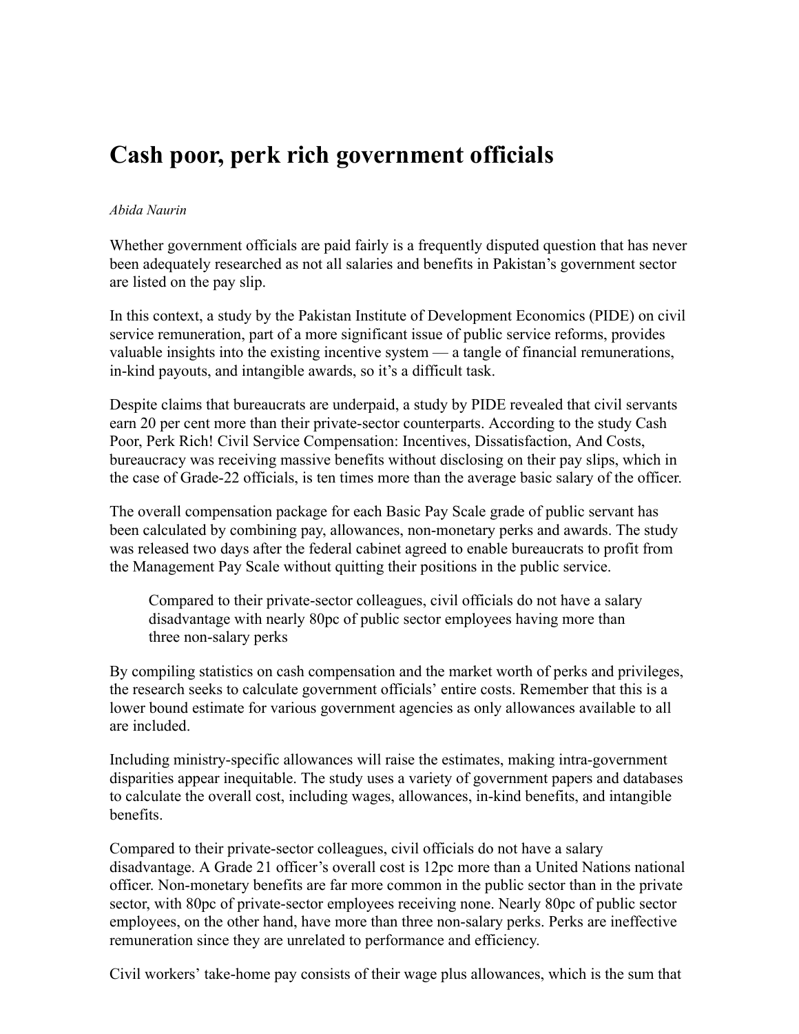# Cash poor, perk rich government officials

*Abida Naurin*

Whether government officials are paid fairly is a frequently disputed question that has never been adequately researched as not all salaries and benefits in Pakistan's government sector are listed on the pay slip.

In this context, a study by the Pakistan Institute of Development Economics (PIDE) on civil service remuneration, part of a more significant issue of public service reforms, provides valuable insights into the existing incentive system — a tangle of financial remunerations, in-kind payouts, and intangible awards, so it's a difficult task.

Despite claims that bureaucrats are underpaid, a study by PIDE revealed that civil servants earn 20 per cent more than their private-sector counterparts. According to the study Cash Poor, Perk Rich! Civil Service Compensation: Incentives, Dissatisfaction, And Costs, bureaucracy was receiving massive benefits without disclosing on their pay slips, which in the case of Grade-22 officials, is ten times more than the average basic salary of the officer.

The overall compensation package for each Basic Pay Scale grade of public servant has been calculated by combining pay, allowances, non-monetary perks and awards. The study was released two days after the federal cabinet agreed to enable bureaucrats to profit from the Management Pay Scale without quitting their positions in the public service.

> Compared to their private-sector colleagues, civil officials do not have a salary disadvantage with nearly 80pc of public sector employees having more than three non-salary perks

By compiling statistics on cash compensation and the market worth of perks and privileges, the research seeks to calculate government officials' entire costs. Remember that this is a lower bound estimate for various government agencies as only allowances available to all are included.

Including ministry-specific allowances will raise the estimates, making intra-government disparities appear inequitable. The study uses a variety of government papers and databases to calculate the overall cost, including wages, allowances, in-kind benefits, and intangible benefits.

Compared to their private-sector colleagues, civil officials do not have a salary disadvantage. A Grade 21 officer's overall cost is 12pc more than a United Nations national officer. Non-monetary benefits are far more common in the public sector than in the private sector, with 80pc of private-sector employees receiving none. Nearly 80pc of public sector employees, on the other hand, have more than three non-salary perks. Perks are ineffective remuneration since they are unrelated to performance and efficiency.

Civil workers' take-home pay consists of their wage plus allowances, which is the sum that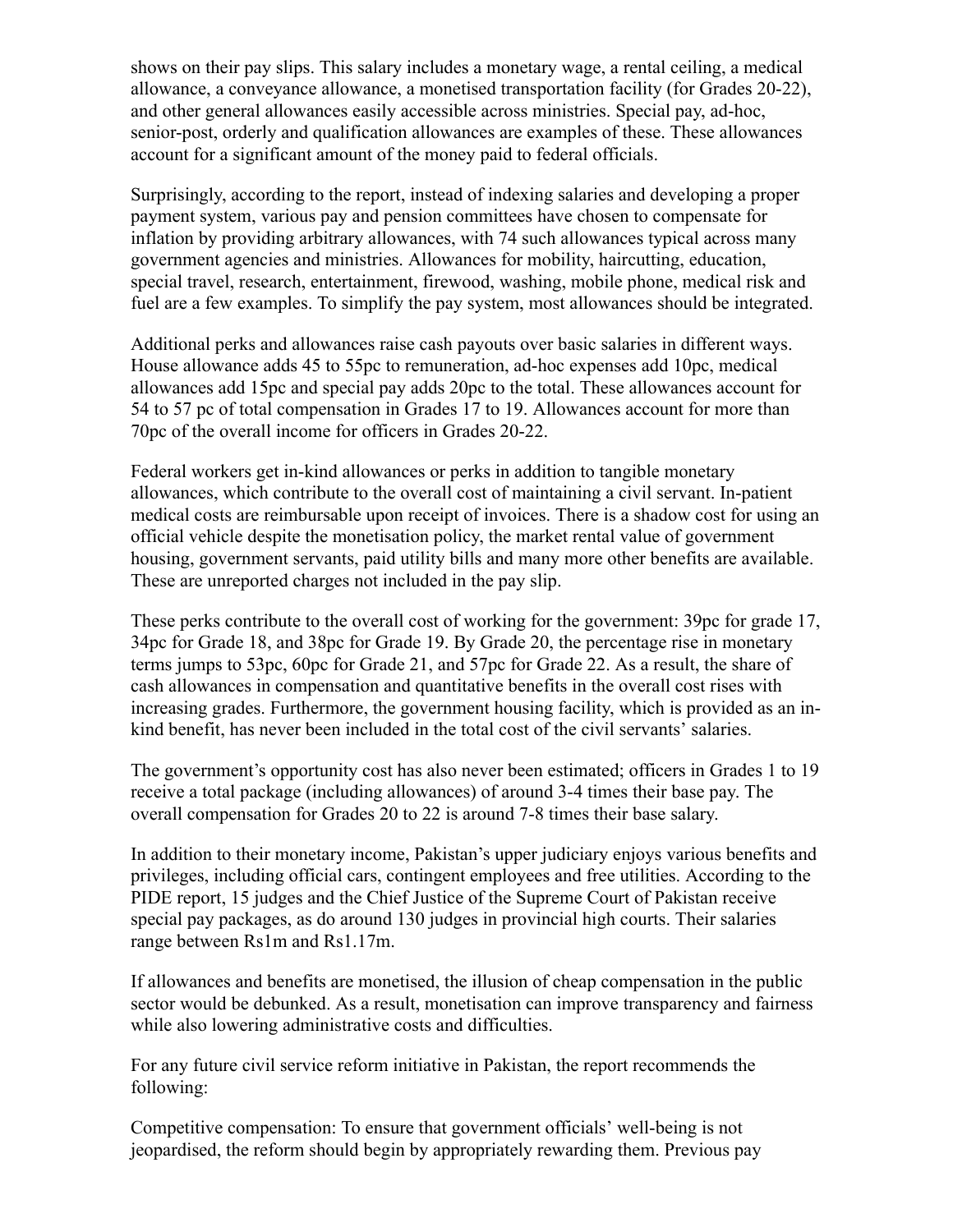shows on their pay slips. This salary includes a monetary wage, a rental ceiling, a medical allowance, a conveyance allowance, a monetised transportation facility (for Grades 20-22), and other general allowances easily accessible across ministries. Special pay, ad-hoc, senior-post, orderly and qualification allowances are examples of these. These allowances account for a significant amount of the money paid to federal officials.

Surprisingly, according to the report, instead of indexing salaries and developing a proper payment system, various pay and pension committees have chosen to compensate for inflation by providing arbitrary allowances, with 74 such allowances typical across many government agencies and ministries. Allowances for mobility, haircutting, education, special travel, research, entertainment, firewood, washing, mobile phone, medical risk and fuel are a few examples. To simplify the pay system, most allowances should be integrated.

Additional perks and allowances raise cash payouts over basic salaries in different ways. House allowance adds 45 to 55pc to remuneration, ad-hoc expenses add 10pc, medical allowances add 15pc and special pay adds 20pc to the total. These allowances account for 54 to 57 pc of total compensation in Grades 17 to 19. Allowances account for more than 70pc of the overall income for officers in Grades 20-22.

Federal workers get in-kind allowances or perks in addition to tangible monetary allowances, which contribute to the overall cost of maintaining a civil servant. In-patient medical costs are reimbursable upon receipt of invoices. There is a shadow cost for using an official vehicle despite the monetisation policy, the market rental value of government housing, government servants, paid utility bills and many more other benefits are available. These are unreported charges not included in the pay slip.

These perks contribute to the overall cost of working for the government: 39pc for grade 17, 34pc for Grade 18, and 38pc for Grade 19. By Grade 20, the percentage rise in monetary terms jumps to 53pc, 60pc for Grade 21, and 57pc for Grade 22. As a result, the share of cash allowances in compensation and quantitative benefits in the overall cost rises with increasing grades. Furthermore, the government housing facility, which is provided as an in-kind benefit, has never been included in the total cost of the civil servants' salaries.

The government's opportunity cost has also never been estimated; officers in Grades 1 to 19 receive a total package (including allowances) of around 3-4 times their base pay. The overall compensation for Grades 20 to 22 is around 7-8 times their base salary.

In addition to their monetary income, Pakistan's upper judiciary enjoys various benefits and privileges, including official cars, contingent employees and free utilities. According to the PIDE report, 15 judges and the Chief Justice of the Supreme Court of Pakistan receive special pay packages, as do around 130 judges in provincial high courts. Their salaries range between Rs1m and Rs1.17m.

If allowances and benefits are monetised, the illusion of cheap compensation in the public sector would be debunked. As a result, monetisation can improve transparency and fairness while also lowering administrative costs and difficulties.

For any future civil service reform initiative in Pakistan, the report recommends the following:

Competitive compensation: To ensure that government officials' well-being is not jeopardised, the reform should begin by appropriately rewarding them. Previous pay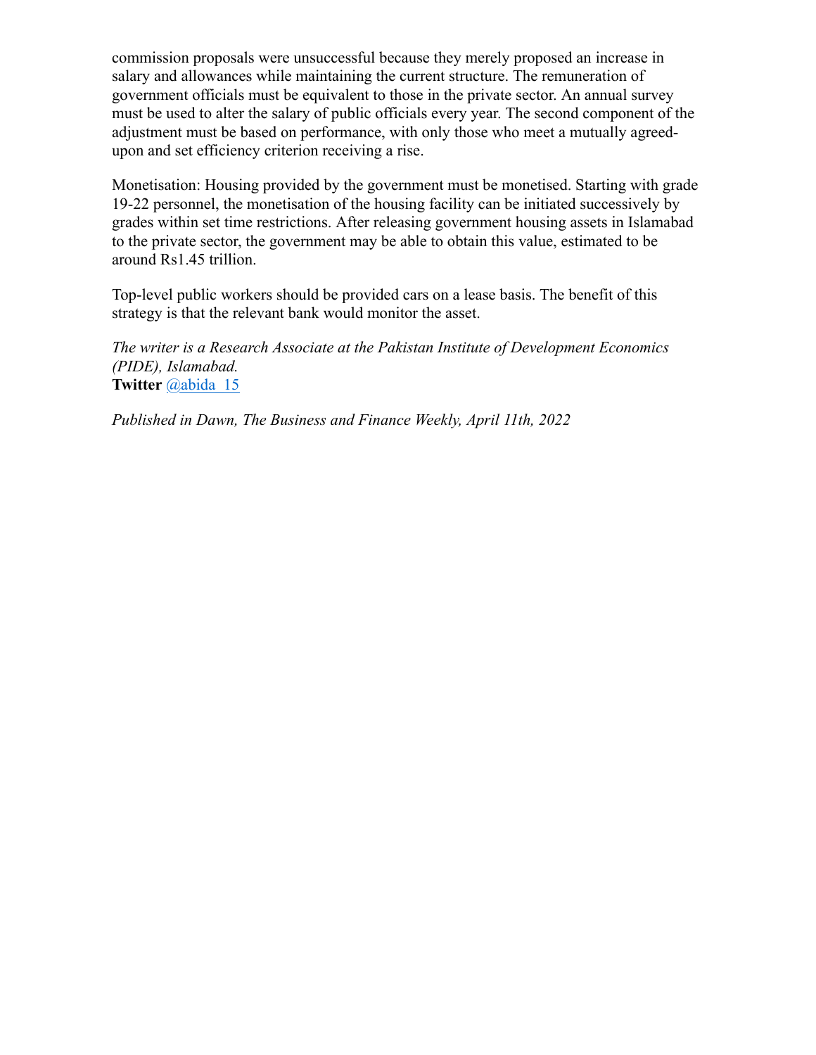commission proposals were unsuccessful because they merely proposed an increase in salary and allowances while maintaining the current structure. The remuneration of government officials must be equivalent to those in the private sector. An annual survey must be used to alter the salary of public officials every year. The second component of the adjustment must be based on performance, with only those who meet a mutually agreed-upon and set efficiency criterion receiving a rise.

Monetisation: Housing provided by the government must be monetised. Starting with grade 19-22 personnel, the monetisation of the housing facility can be initiated successively by grades within set time restrictions. After releasing government housing assets in Islamabad to the private sector, the government may be able to obtain this value, estimated to be around Rs1.45 trillion.

Top-level public workers should be provided cars on a lease basis. The benefit of this strategy is that the relevant bank would monitor the asset.

*The writer is a Research Associate at the Pakistan Institute of Development Economics (PIDE), Islamabad.*
**Twitter** @abida_15

*Published in Dawn, The Business and Finance Weekly, April 11th, 2022*